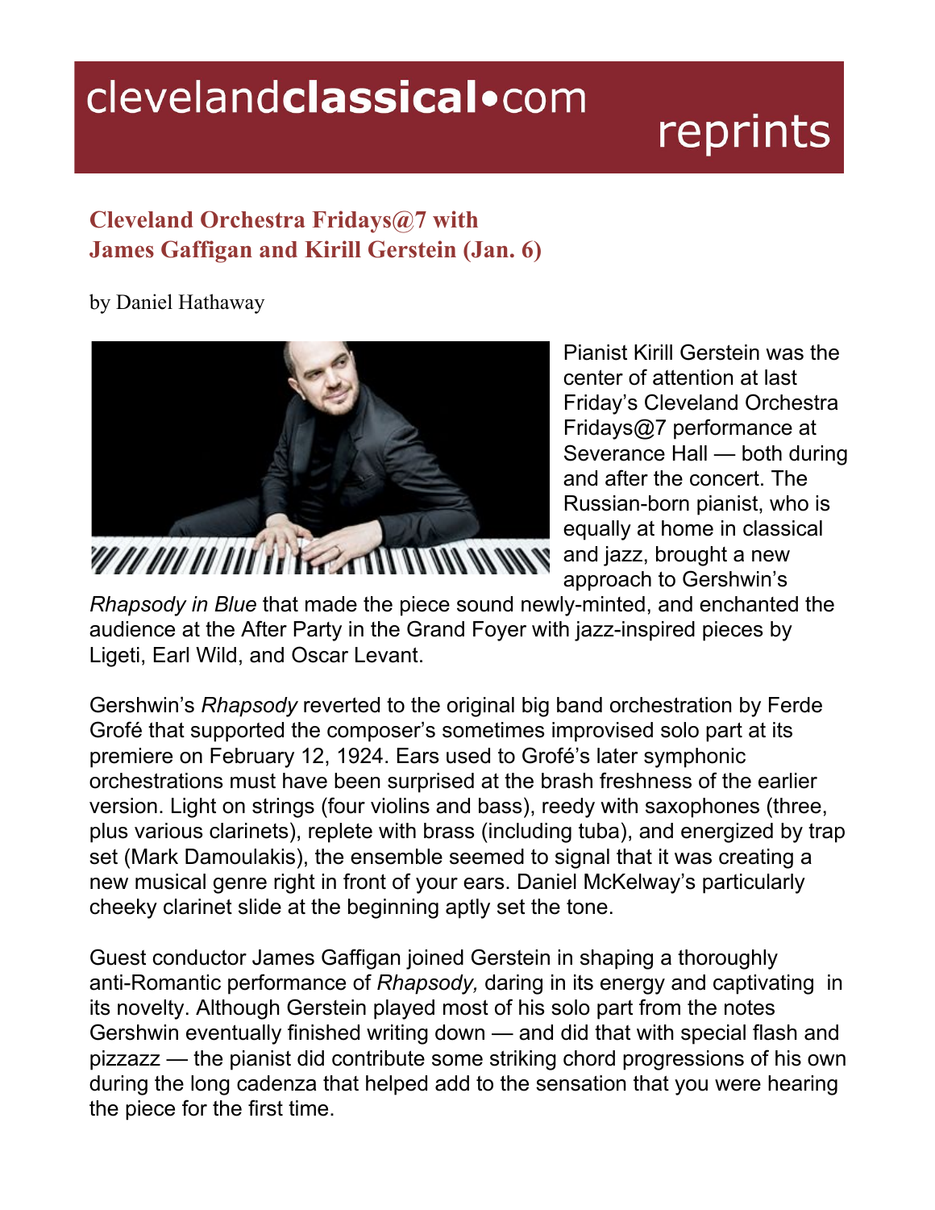clevelandclassical•com reprints

## Cleveland Orchestra Fridays@7 with James Gaffigan and Kirill Gerstein (Jan. 6)

by Daniel Hathaway

Pianist Kirill Gerstein was the center of attention at last Friday's Cleveland Orchestra Fridays@7 performance at Severance Hall — both during and after the concert. The Russian-born pianist, who is equally at home in classical and jazz, brought a new approach to Gershwin's *Rhapsody in Blue* that made the piece sound newly-minted, and enchanted the audience at the After Party in the Grand Foyer with jazz-inspired pieces by Ligeti, Earl Wild, and Oscar Levant.

Gershwin's *Rhapsody* reverted to the original big band orchestration by Ferde Grofé that supported the composer's sometimes improvised solo part at its premiere on February 12, 1924. Ears used to Grofé's later symphonic orchestrations must have been surprised at the brash freshness of the earlier version. Light on strings (four violins and bass), reedy with saxophones (three, plus various clarinets), replete with brass (including tuba), and energized by trap set (Mark Damoulakis), the ensemble seemed to signal that it was creating a new musical genre right in front of your ears. Daniel McKelway's particularly cheeky clarinet slide at the beginning aptly set the tone.

Guest conductor James Gaffigan joined Gerstein in shaping a thoroughly anti-Romantic performance of *Rhapsody,* daring in its energy and captivating in its novelty. Although Gerstein played most of his solo part from the notes Gershwin eventually finished writing down — and did that with special flash and pizzazz — the pianist did contribute some striking chord progressions of his own during the long cadenza that helped add to the sensation that you were hearing the piece for the first time.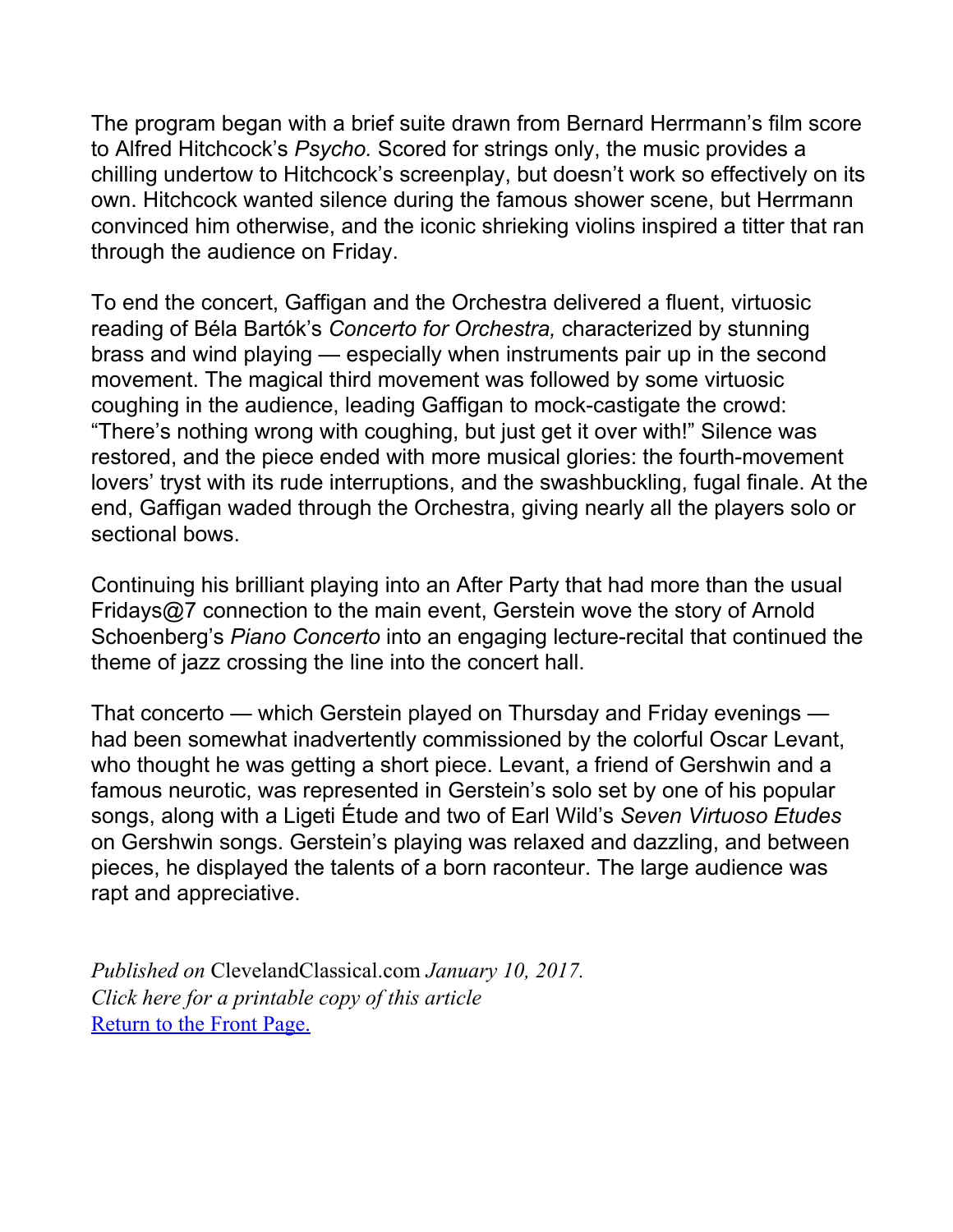The program began with a brief suite drawn from Bernard Herrmann's film score to Alfred Hitchcock's *Psycho.* Scored for strings only, the music provides a chilling undertow to Hitchcock's screenplay, but doesn't work so effectively on its own. Hitchcock wanted silence during the famous shower scene, but Herrmann convinced him otherwise, and the iconic shrieking violins inspired a titter that ran through the audience on Friday.

To end the concert, Gaffigan and the Orchestra delivered a fluent, virtuosic reading of Béla Bartók's *Concerto for Orchestra,* characterized by stunning brass and wind playing — especially when instruments pair up in the second movement. The magical third movement was followed by some virtuosic coughing in the audience, leading Gaffigan to mock-castigate the crowd: "There's nothing wrong with coughing, but just get it over with!" Silence was restored, and the piece ended with more musical glories: the fourth-movement lovers' tryst with its rude interruptions, and the swashbuckling, fugal finale. At the end, Gaffigan waded through the Orchestra, giving nearly all the players solo or sectional bows.

Continuing his brilliant playing into an After Party that had more than the usual Fridays@7 connection to the main event, Gerstein wove the story of Arnold Schoenberg's *Piano Concerto* into an engaging lecture-recital that continued the theme of jazz crossing the line into the concert hall.

That concerto — which Gerstein played on Thursday and Friday evenings — had been somewhat inadvertently commissioned by the colorful Oscar Levant, who thought he was getting a short piece. Levant, a friend of Gershwin and a famous neurotic, was represented in Gerstein's solo set by one of his popular songs, along with a Ligeti Étude and two of Earl Wild's *Seven Virtuoso Etudes* on Gershwin songs. Gerstein's playing was relaxed and dazzling, and between pieces, he displayed the talents of a born raconteur. The large audience was rapt and appreciative.

*Published on* ClevelandClassical.com *January 10, 2017.*
*Click here for a printable copy of this article*
[Return to the Front Page.]